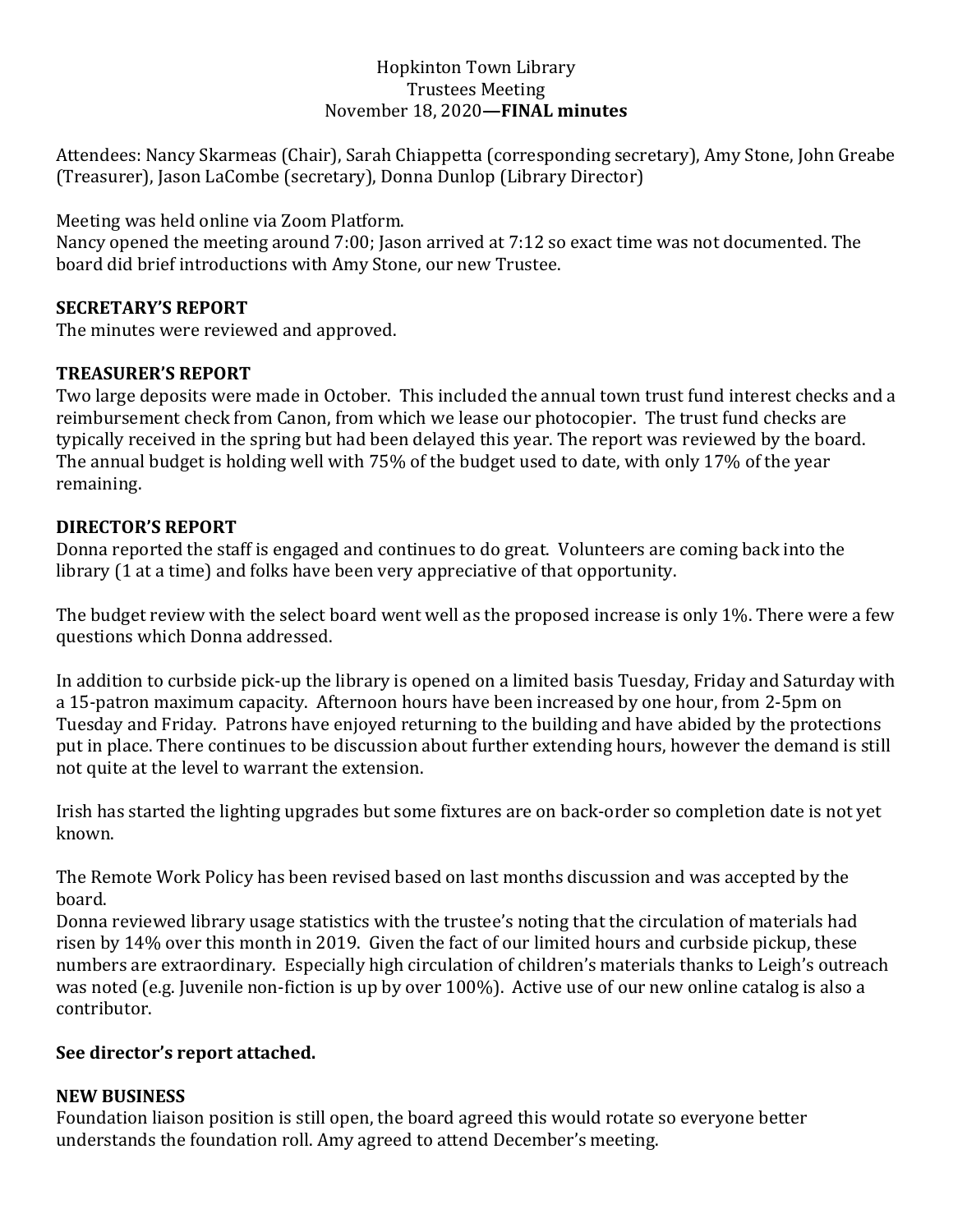Hopkinton Town Library  
Trustees Meeting  
November 18, 2020—**FINAL minutes**

Attendees: Nancy Skarmeas (Chair), Sarah Chiappetta (corresponding secretary), Amy Stone, John Greabe (Treasurer), Jason LaCombe (secretary), Donna Dunlop (Library Director)

Meeting was held online via Zoom Platform.  
Nancy opened the meeting around 7:00; Jason arrived at 7:12 so exact time was not documented. The board did brief introductions with Amy Stone, our new Trustee.

**SECRETARY'S REPORT**

The minutes were reviewed and approved.

**TREASURER'S REPORT**

Two large deposits were made in October. This included the annual town trust fund interest checks and a reimbursement check from Canon, from which we lease our photocopier. The trust fund checks are typically received in the spring but had been delayed this year. The report was reviewed by the board. The annual budget is holding well with 75% of the budget used to date, with only 17% of the year remaining.

**DIRECTOR'S REPORT**

Donna reported the staff is engaged and continues to do great. Volunteers are coming back into the library (1 at a time) and folks have been very appreciative of that opportunity.

The budget review with the select board went well as the proposed increase is only 1%. There were a few questions which Donna addressed.

In addition to curbside pick-up the library is opened on a limited basis Tuesday, Friday and Saturday with a 15-patron maximum capacity. Afternoon hours have been increased by one hour, from 2-5pm on Tuesday and Friday. Patrons have enjoyed returning to the building and have abided by the protections put in place. There continues to be discussion about further extending hours, however the demand is still not quite at the level to warrant the extension.

Irish has started the lighting upgrades but some fixtures are on back-order so completion date is not yet known.

The Remote Work Policy has been revised based on last months discussion and was accepted by the board.  
Donna reviewed library usage statistics with the trustee's noting that the circulation of materials had risen by 14% over this month in 2019. Given the fact of our limited hours and curbside pickup, these numbers are extraordinary. Especially high circulation of children's materials thanks to Leigh's outreach was noted (e.g. Juvenile non-fiction is up by over 100%). Active use of our new online catalog is also a contributor.

**See director's report attached.**

**NEW BUSINESS**

Foundation liaison position is still open, the board agreed this would rotate so everyone better understands the foundation roll. Amy agreed to attend December's meeting.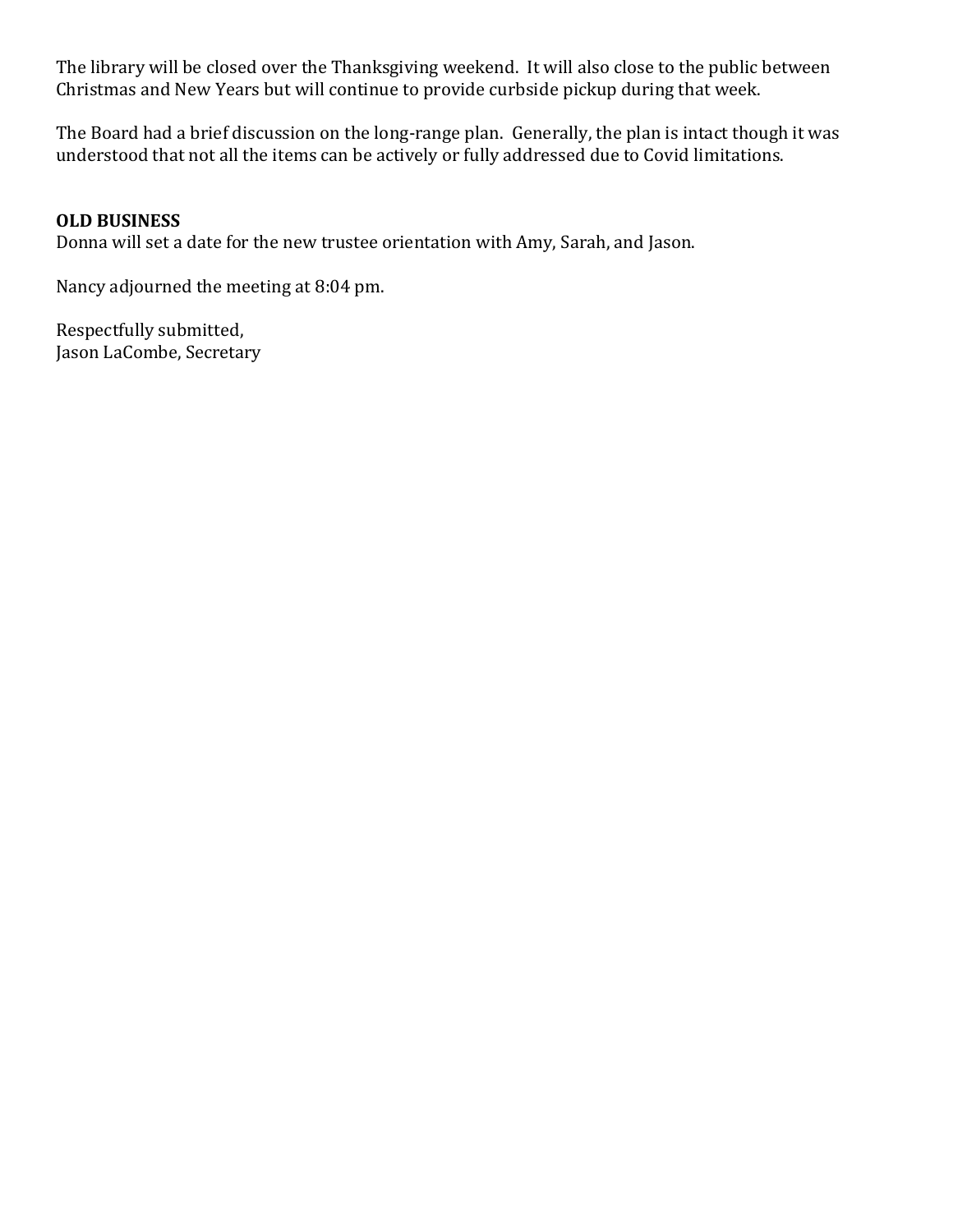The library will be closed over the Thanksgiving weekend.  It will also close to the public between Christmas and New Years but will continue to provide curbside pickup during that week.

The Board had a brief discussion on the long-range plan.  Generally, the plan is intact though it was understood that not all the items can be actively or fully addressed due to Covid limitations.

**OLD BUSINESS**
Donna will set a date for the new trustee orientation with Amy, Sarah, and Jason.

Nancy adjourned the meeting at 8:04 pm.

Respectfully submitted,
Jason LaCombe, Secretary